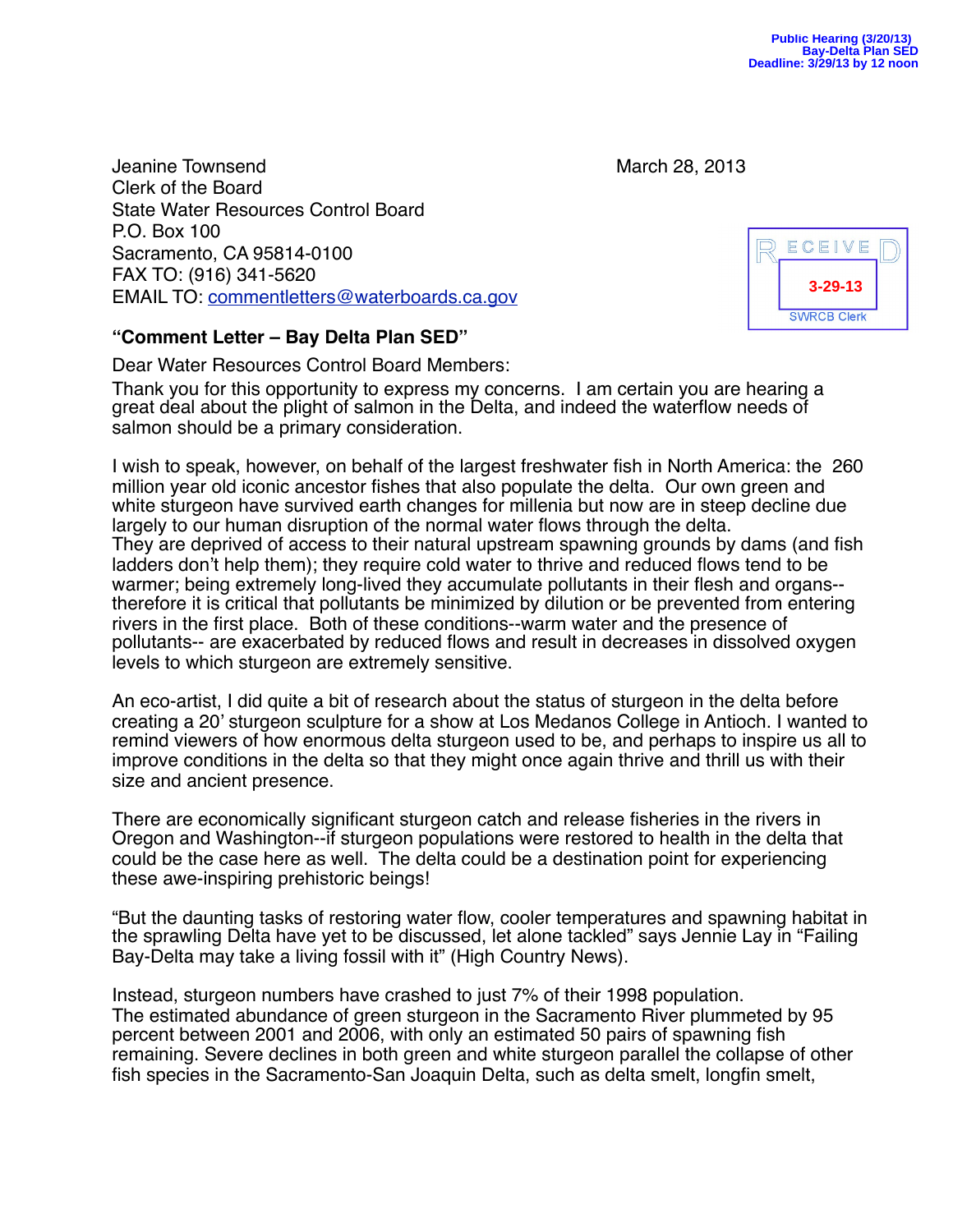Public Hearing (3/20/13)
Bay-Delta Plan SED
Deadline: 3/29/13 by 12 noon

Jeanine Townsend
Clerk of the Board
State Water Resources Control Board
P.O. Box 100
Sacramento, CA 95814-0100
FAX TO: (916) 341-5620
EMAIL TO: commentletters@waterboards.ca.gov

March 28, 2013

RECEIVED
3-29-13
SWRCB Clerk

**"Comment Letter – Bay Delta Plan SED"**

Dear Water Resources Control Board Members:

Thank you for this opportunity to express my concerns. I am certain you are hearing a great deal about the plight of salmon in the Delta, and indeed the waterflow needs of salmon should be a primary consideration.

I wish to speak, however, on behalf of the largest freshwater fish in North America: the 260 million year old iconic ancestor fishes that also populate the delta. Our own green and white sturgeon have survived earth changes for millenia but now are in steep decline due largely to our human disruption of the normal water flows through the delta.
They are deprived of access to their natural upstream spawning grounds by dams (and fish ladders don't help them); they require cold water to thrive and reduced flows tend to be warmer; being extremely long-lived they accumulate pollutants in their flesh and organs--therefore it is critical that pollutants be minimized by dilution or be prevented from entering rivers in the first place. Both of these conditions--warm water and the presence of pollutants-- are exacerbated by reduced flows and result in decreases in dissolved oxygen levels to which sturgeon are extremely sensitive.

An eco-artist, I did quite a bit of research about the status of sturgeon in the delta before creating a 20' sturgeon sculpture for a show at Los Medanos College in Antioch. I wanted to remind viewers of how enormous delta sturgeon used to be, and perhaps to inspire us all to improve conditions in the delta so that they might once again thrive and thrill us with their size and ancient presence.

There are economically significant sturgeon catch and release fisheries in the rivers in Oregon and Washington--if sturgeon populations were restored to health in the delta that could be the case here as well. The delta could be a destination point for experiencing these awe-inspiring prehistoric beings!

"But the daunting tasks of restoring water flow, cooler temperatures and spawning habitat in the sprawling Delta have yet to be discussed, let alone tackled" says Jennie Lay in "Failing Bay-Delta may take a living fossil with it" (High Country News).

Instead, sturgeon numbers have crashed to just 7% of their 1998 population.
The estimated abundance of green sturgeon in the Sacramento River plummeted by 95 percent between 2001 and 2006, with only an estimated 50 pairs of spawning fish remaining. Severe declines in both green and white sturgeon parallel the collapse of other fish species in the Sacramento-San Joaquin Delta, such as delta smelt, longfin smelt,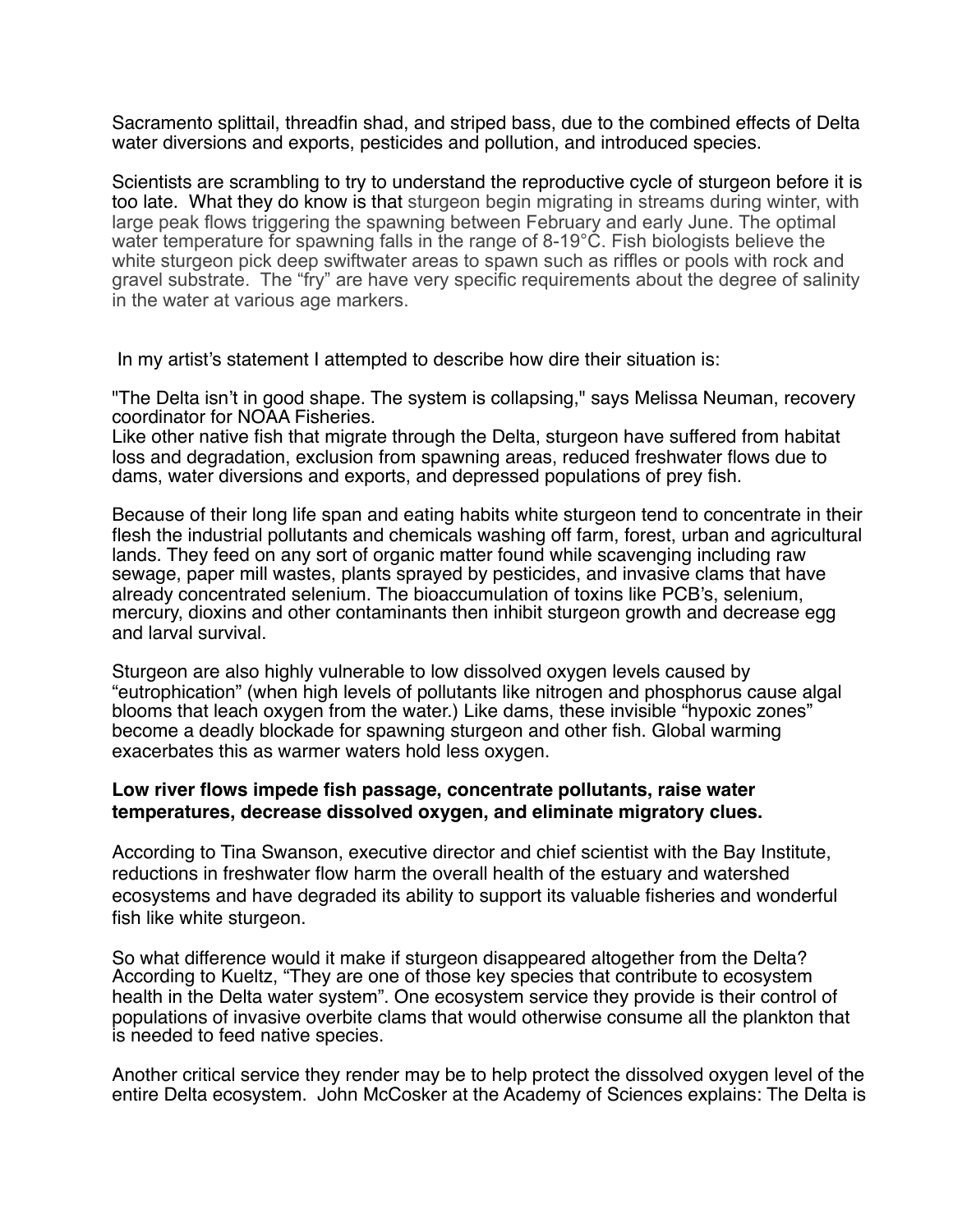Sacramento splittail, threadfin shad, and striped bass, due to the combined effects of Delta water diversions and exports, pesticides and pollution, and introduced species.

Scientists are scrambling to try to understand the reproductive cycle of sturgeon before it is too late. What they do know is that sturgeon begin migrating in streams during winter, with large peak flows triggering the spawning between February and early June. The optimal water temperature for spawning falls in the range of 8-19°C. Fish biologists believe the white sturgeon pick deep swiftwater areas to spawn such as riffles or pools with rock and gravel substrate. The "fry" are have very specific requirements about the degree of salinity in the water at various age markers.

In my artist's statement I attempted to describe how dire their situation is:

"The Delta isn't in good shape. The system is collapsing," says Melissa Neuman, recovery coordinator for NOAA Fisheries.
Like other native fish that migrate through the Delta, sturgeon have suffered from habitat loss and degradation, exclusion from spawning areas, reduced freshwater flows due to dams, water diversions and exports, and depressed populations of prey fish.

Because of their long life span and eating habits white sturgeon tend to concentrate in their flesh the industrial pollutants and chemicals washing off farm, forest, urban and agricultural lands. They feed on any sort of organic matter found while scavenging including raw sewage, paper mill wastes, plants sprayed by pesticides, and invasive clams that have already concentrated selenium. The bioaccumulation of toxins like PCB's, selenium, mercury, dioxins and other contaminants then inhibit sturgeon growth and decrease egg and larval survival.

Sturgeon are also highly vulnerable to low dissolved oxygen levels caused by "eutrophication" (when high levels of pollutants like nitrogen and phosphorus cause algal blooms that leach oxygen from the water.) Like dams, these invisible "hypoxic zones" become a deadly blockade for spawning sturgeon and other fish. Global warming exacerbates this as warmer waters hold less oxygen.

**Low river flows impede fish passage, concentrate pollutants, raise water temperatures, decrease dissolved oxygen, and eliminate migratory clues.**

According to Tina Swanson, executive director and chief scientist with the Bay Institute, reductions in freshwater flow harm the overall health of the estuary and watershed ecosystems and have degraded its ability to support its valuable fisheries and wonderful fish like white sturgeon.

So what difference would it make if sturgeon disappeared altogether from the Delta? According to Kueltz, "They are one of those key species that contribute to ecosystem health in the Delta water system". One ecosystem service they provide is their control of populations of invasive overbite clams that would otherwise consume all the plankton that is needed to feed native species.

Another critical service they render may be to help protect the dissolved oxygen level of the entire Delta ecosystem. John McCosker at the Academy of Sciences explains: The Delta is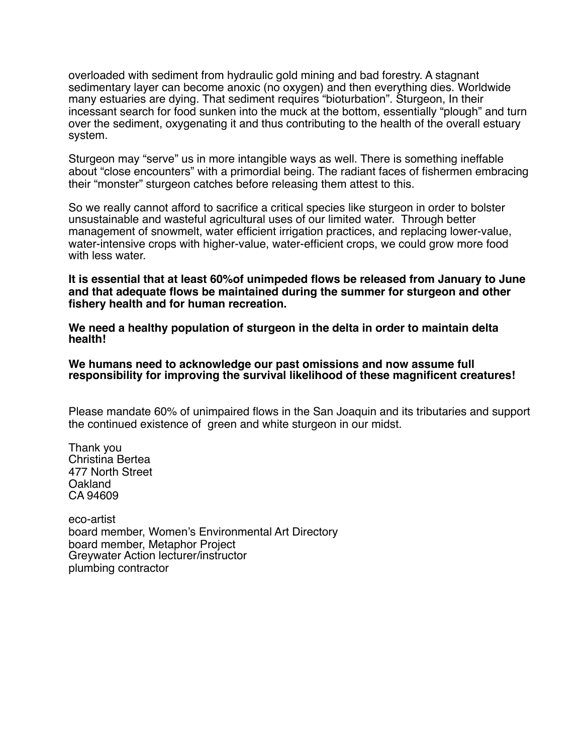overloaded with sediment from hydraulic gold mining and bad forestry. A stagnant sedimentary layer can become anoxic (no oxygen) and then everything dies. Worldwide many estuaries are dying. That sediment requires "bioturbation". Sturgeon, In their incessant search for food sunken into the muck at the bottom, essentially "plough" and turn over the sediment, oxygenating it and thus contributing to the health of the overall estuary system.

Sturgeon may "serve" us in more intangible ways as well. There is something ineffable about "close encounters" with a primordial being. The radiant faces of fishermen embracing their "monster" sturgeon catches before releasing them attest to this.

So we really cannot afford to sacrifice a critical species like sturgeon in order to bolster unsustainable and wasteful agricultural uses of our limited water. Through better management of snowmelt, water efficient irrigation practices, and replacing lower-value, water-intensive crops with higher-value, water-efficient crops, we could grow more food with less water.

**It is essential that at least 60%of unimpeded flows be released from January to June and that adequate flows be maintained during the summer for sturgeon and other fishery health and for human recreation.**

**We need a healthy population of sturgeon in the delta in order to maintain delta health!**

**We humans need to acknowledge our past omissions and now assume full responsibility for improving the survival likelihood of these magnificent creatures!**

Please mandate 60% of unimpaired flows in the San Joaquin and its tributaries and support the continued existence of green and white sturgeon in our midst.

Thank you  
Christina Bertea  
477 North Street  
Oakland  
CA 94609

eco-artist  
board member, Women's Environmental Art Directory  
board member, Metaphor Project  
Greywater Action lecturer/instructor  
plumbing contractor